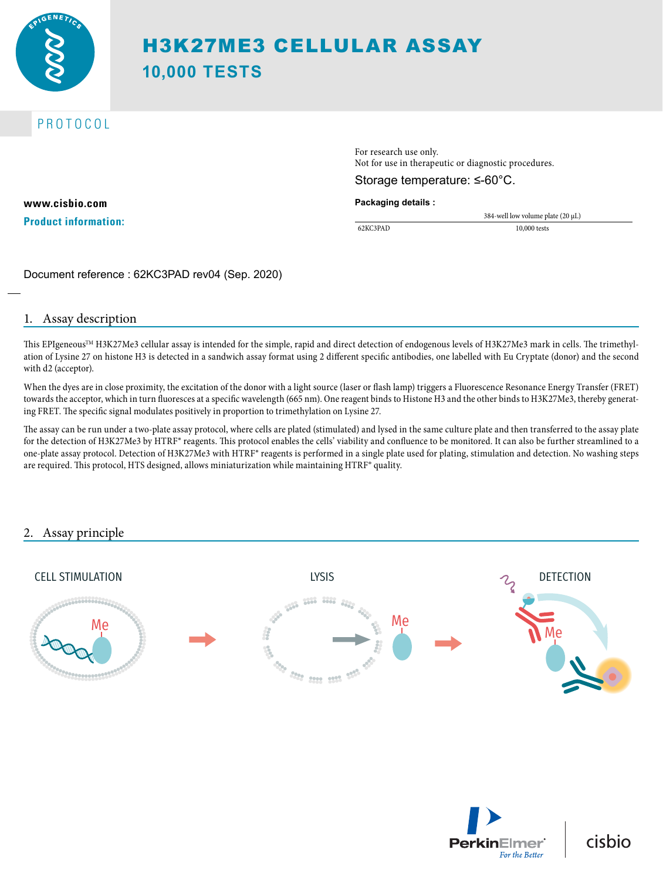# H3K27ME3 CELLULAR ASSAY

## 10,000 TESTS

PROTOCOL

For research use only.
Not for use in therapeutic or diagnostic procedures.

Storage temperature: ≤-60°C.

**www.cisbio.com**

**Product information:**

**Packaging details :**

| | 384-well low volume plate (20 µL) |
|---|---|
| 62KC3PAD | 10,000 tests |

Document reference : 62KC3PAD rev04 (Sep. 2020)

## 1. Assay description

This EPIgeneous™ H3K27Me3 cellular assay is intended for the simple, rapid and direct detection of endogenous levels of H3K27Me3 mark in cells. The trimethylation of Lysine 27 on histone H3 is detected in a sandwich assay format using 2 different specific antibodies, one labelled with Eu Cryptate (donor) and the second with d2 (acceptor).

When the dyes are in close proximity, the excitation of the donor with a light source (laser or flash lamp) triggers a Fluorescence Resonance Energy Transfer (FRET) towards the acceptor, which in turn fluoresces at a specific wavelength (665 nm). One reagent binds to Histone H3 and the other binds to H3K27Me3, thereby generating FRET. The specific signal modulates positively in proportion to trimethylation on Lysine 27.

The assay can be run under a two-plate assay protocol, where cells are plated (stimulated) and lysed in the same culture plate and then transferred to the assay plate for the detection of H3K27Me3 by HTRF® reagents. This protocol enables the cells' viability and confluence to be monitored. It can also be further streamlined to a one-plate assay protocol. Detection of H3K27Me3 with HTRF® reagents is performed in a single plate used for plating, stimulation and detection. No washing steps are required. This protocol, HTS designed, allows miniaturization while maintaining HTRF® quality.

## 2. Assay principle

CELL STIMULATION → LYSIS → DETECTION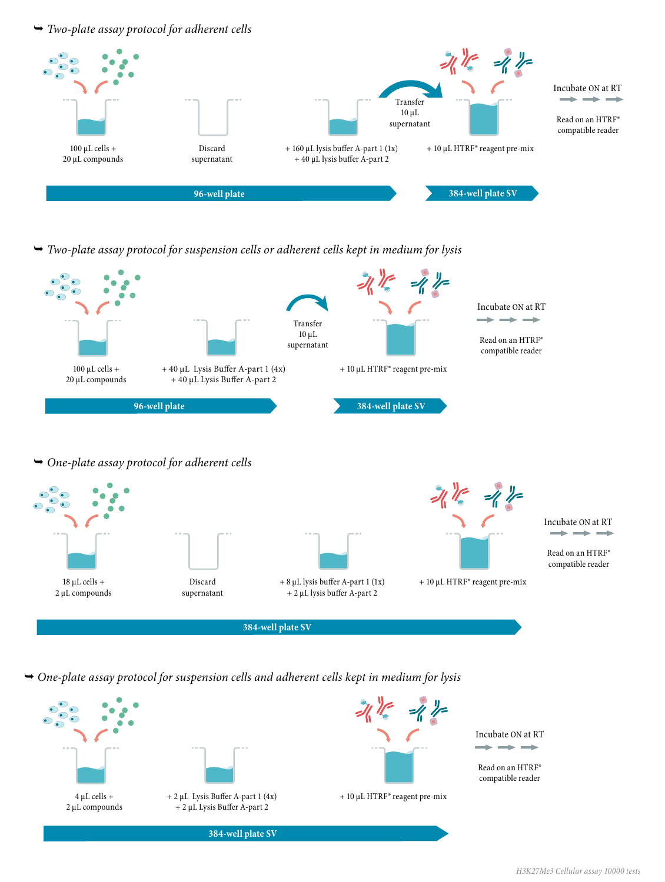### *Two-plate assay protocol for adherent cells*

100 µL cells + 20 µL compounds

Discard supernatant

+ 160 µL lysis buffer A-part 1 (1x) + 40 µL lysis buffer A-part 2

Transfer 10 µL supernatant

+ 10 µL HTRF® reagent pre-mix

Incubate ON at RT

Read on an HTRF® compatible reader

**96-well plate** → **384-well plate SV**

### *Two-plate assay protocol for suspension cells or adherent cells kept in medium for lysis*

100 µL cells + 20 µL compounds

+ 40 µL Lysis Buffer A-part 1 (4x) + 40 µL Lysis Buffer A-part 2

Transfer 10 µL supernatant

+ 10 µL HTRF® reagent pre-mix

Incubate ON at RT

Read on an HTRF® compatible reader

**96-well plate** → **384-well plate SV**

### *One-plate assay protocol for adherent cells*

18 µL cells + 2 µL compounds

Discard supernatant

+ 8 µL lysis buffer A-part 1 (1x) + 2 µL lysis buffer A-part 2

+ 10 µL HTRF® reagent pre-mix

Incubate ON at RT

Read on an HTRF® compatible reader

**384-well plate SV**

### *One-plate assay protocol for suspension cells and adherent cells kept in medium for lysis*

4 µL cells + 2 µL compounds

+ 2 µL Lysis Buffer A-part 1 (4x) + 2 µL Lysis Buffer A-part 2

+ 10 µL HTRF® reagent pre-mix

Incubate ON at RT

Read on an HTRF® compatible reader

**384-well plate SV**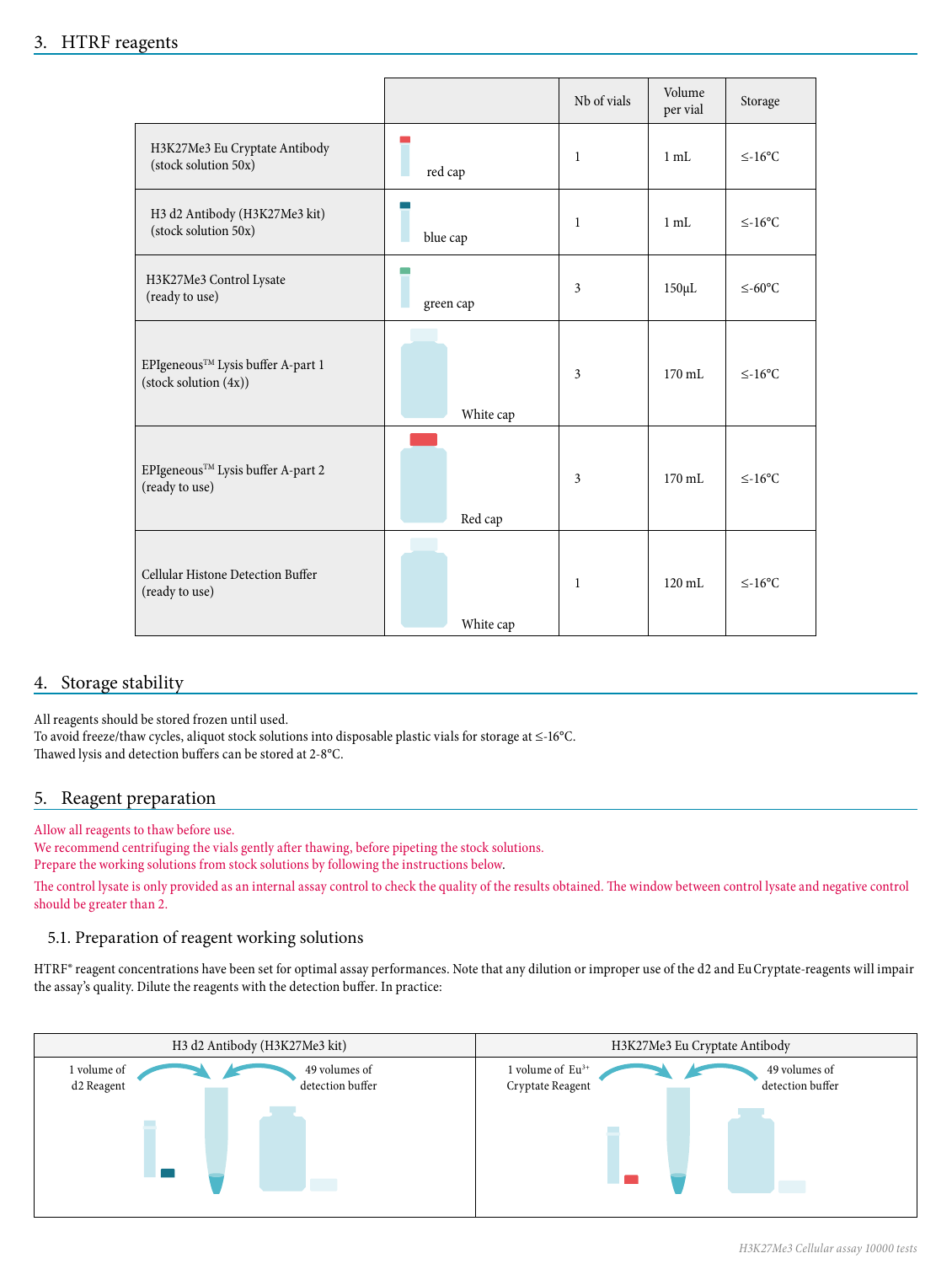## 3. HTRF reagents

| | | Nb of vials | Volume per vial | Storage |
|---|---|---|---|---|
| H3K27Me3 Eu Cryptate Antibody (stock solution 50x) | red cap | 1 | 1 mL | ≤-16°C |
| H3 d2 Antibody (H3K27Me3 kit) (stock solution 50x) | blue cap | 1 | 1 mL | ≤-16°C |
| H3K27Me3 Control Lysate (ready to use) | green cap | 3 | 150µL | ≤-60°C |
| EPIgeneous™ Lysis buffer A-part 1 (stock solution (4x)) | White cap | 3 | 170 mL | ≤-16°C |
| EPIgeneous™ Lysis buffer A-part 2 (ready to use) | Red cap | 3 | 170 mL | ≤-16°C |
| Cellular Histone Detection Buffer (ready to use) | White cap | 1 | 120 mL | ≤-16°C |

## 4. Storage stability

All reagents should be stored frozen until used.
To avoid freeze/thaw cycles, aliquot stock solutions into disposable plastic vials for storage at ≤-16°C.
Thawed lysis and detection buffers can be stored at 2-8°C.

## 5. Reagent preparation

Allow all reagents to thaw before use.
We recommend centrifuging the vials gently after thawing, before pipeting the stock solutions.
Prepare the working solutions from stock solutions by following the instructions below.

The control lysate is only provided as an internal assay control to check the quality of the results obtained. The window between control lysate and negative control should be greater than 2.

### 5.1. Preparation of reagent working solutions

HTRF® reagent concentrations have been set for optimal assay performances. Note that any dilution or improper use of the d2 and Eu Cryptate-reagents will impair the assay's quality. Dilute the reagents with the detection buffer. In practice:

| H3 d2 Antibody (H3K27Me3 kit) | H3K27Me3 Eu Cryptate Antibody |
|---|---|
| 1 volume of d2 Reagent + 49 volumes of detection buffer | 1 volume of $Eu^{3+}$ Cryptate Reagent + 49 volumes of detection buffer |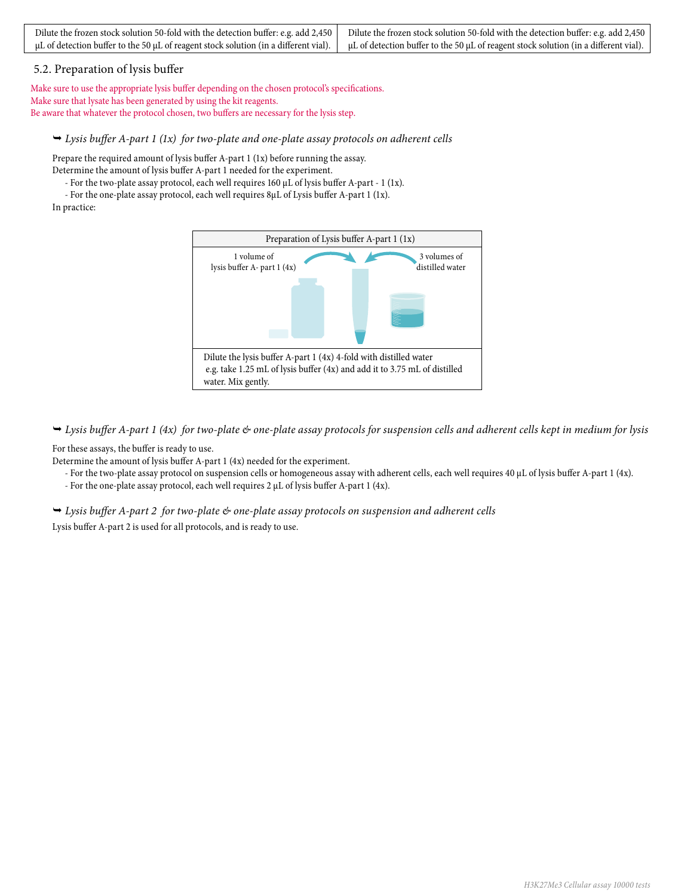| Dilute the frozen stock solution 50-fold with the detection buffer: e.g. add 2,450 µL of detection buffer to the 50 µL of reagent stock solution (in a different vial). | Dilute the frozen stock solution 50-fold with the detection buffer: e.g. add 2,450 µL of detection buffer to the 50 µL of reagent stock solution (in a different vial). |
|---|---|

### 5.2. Preparation of lysis buffer

Make sure to use the appropriate lysis buffer depending on the chosen protocol's specifications.
Make sure that lysate has been generated by using the kit reagents.
Be aware that whatever the protocol chosen, two buffers are necessary for the lysis step.

➥ *Lysis buffer A-part 1 (1x) for two-plate and one-plate assay protocols on adherent cells*

Prepare the required amount of lysis buffer A-part 1 (1x) before running the assay.
Determine the amount of lysis buffer A-part 1 needed for the experiment.

- For the two-plate assay protocol, each well requires 160 µL of lysis buffer A-part - 1 (1x).
- For the one-plate assay protocol, each well requires 8µL of Lysis buffer A-part 1 (1x).

In practice:

| Preparation of Lysis buffer A-part 1 (1x) |
|---|
| 1 volume of lysis buffer A- part 1 (4x) → ← 3 volumes of distilled water |
| Dilute the lysis buffer A-part 1 (4x) 4-fold with distilled water e.g. take 1.25 mL of lysis buffer (4x) and add it to 3.75 mL of distilled water. Mix gently. |

➥ *Lysis buffer A-part 1 (4x) for two-plate & one-plate assay protocols for suspension cells and adherent cells kept in medium for lysis*

For these assays, the buffer is ready to use.
Determine the amount of lysis buffer A-part 1 (4x) needed for the experiment.

- For the two-plate assay protocol on suspension cells or homogeneous assay with adherent cells, each well requires 40 µL of lysis buffer A-part 1 (4x).
- For the one-plate assay protocol, each well requires 2 µL of lysis buffer A-part 1 (4x).

➥ *Lysis buffer A-part 2 for two-plate & one-plate assay protocols on suspension and adherent cells*

Lysis buffer A-part 2 is used for all protocols, and is ready to use.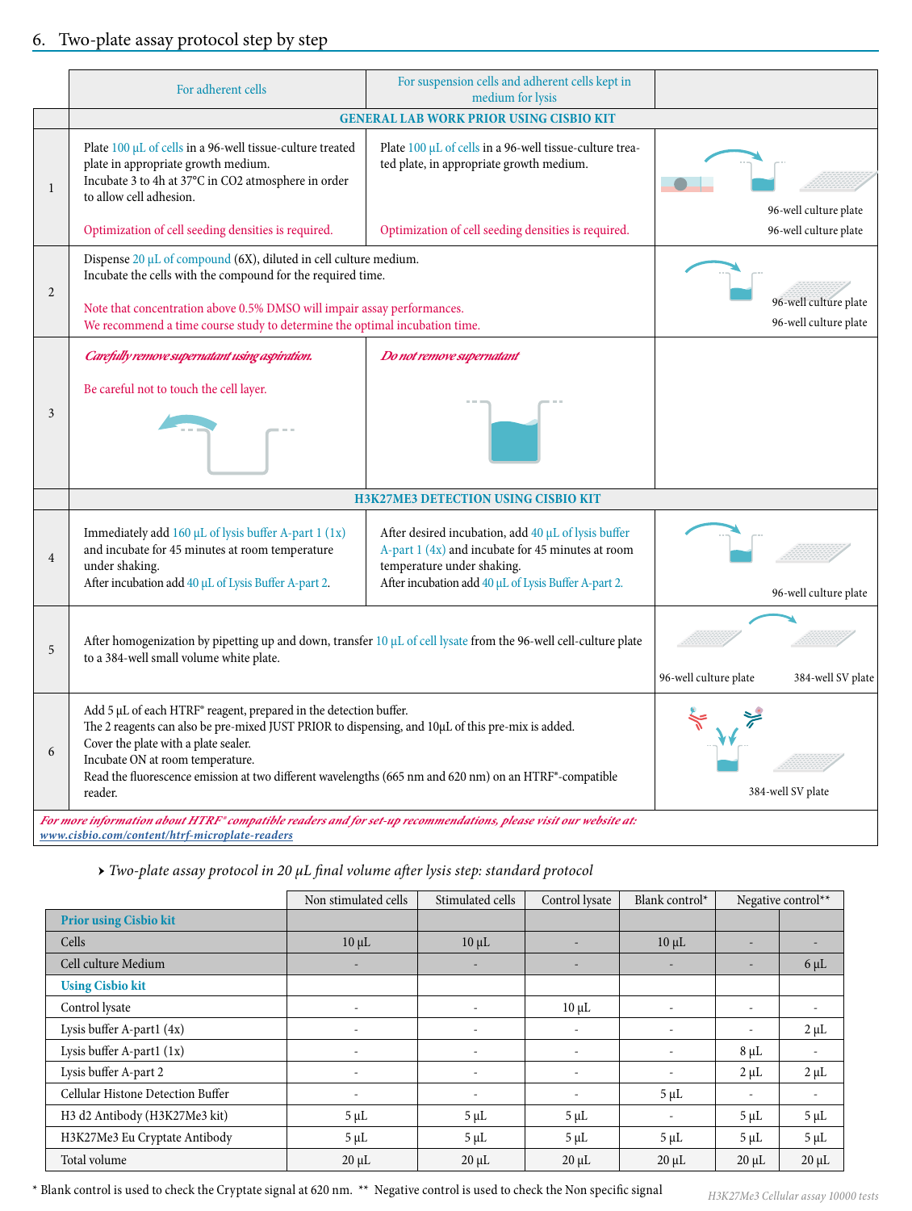## 6. Two-plate assay protocol step by step

| | For adherent cells | For suspension cells and adherent cells kept in medium for lysis | |
|---|---|---|---|
| | **GENERAL LAB WORK PRIOR USING CISBIO KIT** | | |
| 1 | Plate 100 µL of cells in a 96-well tissue-culture treated plate in appropriate growth medium. Incubate 3 to 4h at 37°C in CO2 atmosphere in order to allow cell adhesion. Optimization of cell seeding densities is required. | Plate 100 µL of cells in a 96-well tissue-culture treated plate, in appropriate growth medium. Optimization of cell seeding densities is required. | 96-well culture plate / 96-well culture plate |
| 2 | Dispense 20 µL of compound (6X), diluted in cell culture medium. Incubate the cells with the compound for the required time. Note that concentration above 0.5% DMSO will impair assay performances. We recommend a time course study to determine the optimal incubation time. | | 96-well culture plate / 96-well culture plate |
| 3 | *Carefully remove supernatant using aspiration.* Be careful not to touch the cell layer. | *Do not remove supernatant* | |
| | **H3K27ME3 DETECTION USING CISBIO KIT** | | |
| 4 | Immediately add 160 µL of lysis buffer A-part 1 (1x) and incubate for 45 minutes at room temperature under shaking. After incubation add 40 µL of Lysis Buffer A-part 2. | After desired incubation, add 40 µL of lysis buffer A-part 1 (4x) and incubate for 45 minutes at room temperature under shaking. After incubation add 40 µL of Lysis Buffer A-part 2. | 96-well culture plate |
| 5 | After homogenization by pipetting up and down, transfer 10 µL of cell lysate from the 96-well cell-culture plate to a 384-well small volume white plate. | | 96-well culture plate / 384-well SV plate |
| 6 | Add 5 µL of each HTRF® reagent, prepared in the detection buffer. The 2 reagents can also be pre-mixed JUST PRIOR to dispensing, and 10µL of this pre-mix is added. Cover the plate with a plate sealer. Incubate ON at room temperature. Read the fluorescence emission at two different wavelengths (665 nm and 620 nm) on an HTRF®-compatible reader. | | 384-well SV plate |

*For more information about HTRF® compatible readers and for set-up recommendations, please visit our website at:* *www.cisbio.com/content/htrf-microplate-readers*

▸ *Two-plate assay protocol in 20 µL final volume after lysis step: standard protocol*

| | Non stimulated cells | Stimulated cells | Control lysate | Blank control* | Negative control** | |
|---|---|---|---|---|---|---|
| **Prior using Cisbio kit** | | | | | | |
| Cells | 10 µL | 10 µL | - | 10 µL | - | - |
| Cell culture Medium | - | - | - | - | - | 6 µL |
| **Using Cisbio kit** | | | | | | |
| Control lysate | - | - | 10 µL | - | - | - |
| Lysis buffer A-part1 (4x) | - | - | - | - | - | 2 µL |
| Lysis buffer A-part1 (1x) | - | - | - | - | 8 µL | - |
| Lysis buffer A-part 2 | - | - | - | - | 2 µL | 2 µL |
| Cellular Histone Detection Buffer | - | - | - | 5 µL | - | - |
| H3 d2 Antibody (H3K27Me3 kit) | 5 µL | 5 µL | 5 µL | - | 5 µL | 5 µL |
| H3K27Me3 Eu Cryptate Antibody | 5 µL | 5 µL | 5 µL | 5 µL | 5 µL | 5 µL |
| Total volume | 20 µL | 20 µL | 20 µL | 20 µL | 20 µL | 20 µL |

\* Blank control is used to check the Cryptate signal at 620 nm. ** Negative control is used to check the Non specific signal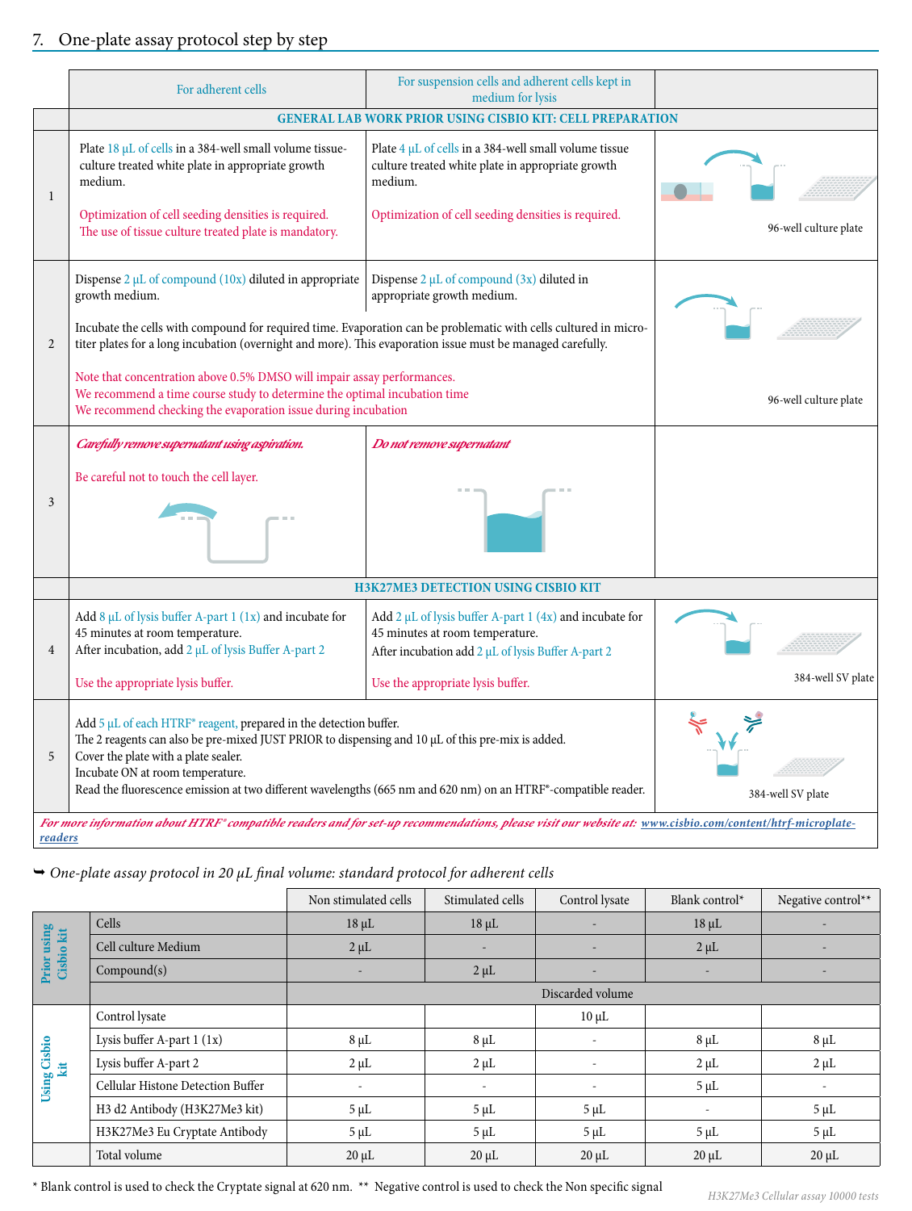## 7. One-plate assay protocol step by step

| | For adherent cells | For suspension cells and adherent cells kept in medium for lysis | |
|---|---|---|---|
| | **GENERAL LAB WORK PRIOR USING CISBIO KIT: CELL PREPARATION** | | |
| 1 | Plate 18 µL of cells in a 384-well small volume tissue-culture treated white plate in appropriate growth medium.<br><br>Optimization of cell seeding densities is required.<br>The use of tissue culture treated plate is mandatory. | Plate 4 µL of cells in a 384-well small volume tissue culture treated white plate in appropriate growth medium.<br><br>Optimization of cell seeding densities is required. | 96-well culture plate |
| 2 | Dispense 2 µL of compound (10x) diluted in appropriate growth medium.<br><br>Incubate the cells with compound for required time. Evaporation can be problematic with cells cultured in micro-titer plates for a long incubation (overnight and more). This evaporation issue must be managed carefully.<br><br>Note that concentration above 0.5% DMSO will impair assay performances.<br>We recommend a time course study to determine the optimal incubation time<br>We recommend checking the evaporation issue during incubation | Dispense 2 µL of compound (3x) diluted in appropriate growth medium. | 96-well culture plate |
| 3 | ***Carefully remove supernatant using aspiration.***<br><br>Be careful not to touch the cell layer. | ***Do not remove supernatant*** | |
| | **H3K27ME3 DETECTION USING CISBIO KIT** | | |
| 4 | Add 8 µL of lysis buffer A-part 1 (1x) and incubate for 45 minutes at room temperature.<br>After incubation, add 2 µL of lysis Buffer A-part 2<br><br>Use the appropriate lysis buffer. | Add 2 µL of lysis buffer A-part 1 (4x) and incubate for 45 minutes at room temperature.<br>After incubation add 2 µL of lysis Buffer A-part 2<br><br>Use the appropriate lysis buffer. | 384-well SV plate |
| 5 | Add 5 µL of each HTRF® reagent, prepared in the detection buffer.<br>The 2 reagents can also be pre-mixed JUST PRIOR to dispensing and 10 µL of this pre-mix is added.<br>Cover the plate with a plate sealer.<br>Incubate ON at room temperature.<br>Read the fluorescence emission at two different wavelengths (665 nm and 620 nm) on an HTRF®-compatible reader. | | 384-well SV plate |

***For more information about HTRF® compatible readers and for set-up recommendations, please visit our website at: www.cisbio.com/content/htrf-microplate-readers***

➥ *One-plate assay protocol in 20 µL final volume: standard protocol for adherent cells*

| | | Non stimulated cells | Stimulated cells | Control lysate | Blank control* | Negative control** |
|---|---|---|---|---|---|---|
| Prior using Cisbio kit | Cells | 18 µL | 18 µL | - | 18 µL | - |
| | Cell culture Medium | 2 µL | - | - | 2 µL | - |
| | Compound(s) | - | 2 µL | - | - | - |
| | | Discarded volume | | | | |
| Using Cisbio kit | Control lysate | | | 10 µL | | |
| | Lysis buffer A-part 1 (1x) | 8 µL | 8 µL | - | 8 µL | 8 µL |
| | Lysis buffer A-part 2 | 2 µL | 2 µL | - | 2 µL | 2 µL |
| | Cellular Histone Detection Buffer | - | - | - | 5 µL | - |
| | H3 d2 Antibody (H3K27Me3 kit) | 5 µL | 5 µL | 5 µL | - | 5 µL |
| | H3K27Me3 Eu Cryptate Antibody | 5 µL | 5 µL | 5 µL | 5 µL | 5 µL |
| | Total volume | 20 µL | 20 µL | 20 µL | 20 µL | 20 µL |

\* Blank control is used to check the Cryptate signal at 620 nm. ** Negative control is used to check the Non specific signal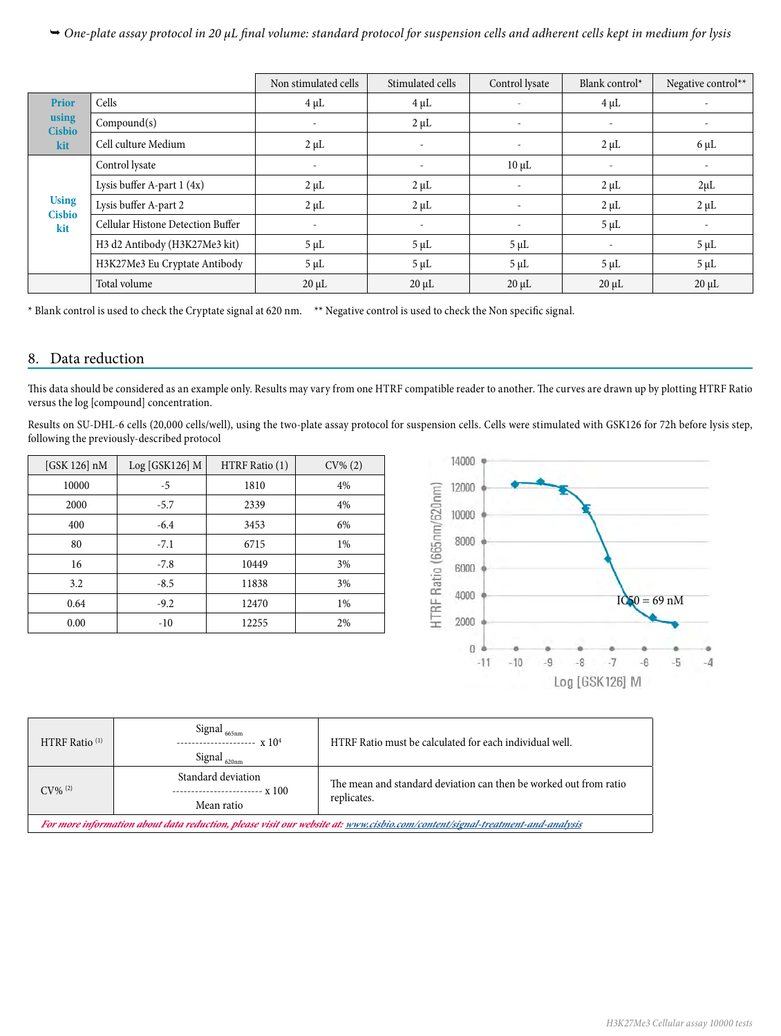➥ *One-plate assay protocol in 20 µL final volume: standard protocol for suspension cells and adherent cells kept in medium for lysis*

| | | Non stimulated cells | Stimulated cells | Control lysate | Blank control* | Negative control** |
|---|---|---|---|---|---|---|
| **Prior using Cisbio kit** | Cells | 4 µL | 4 µL | - | 4 µL | - |
| | Compound(s) | - | 2 µL | - | - | - |
| | Cell culture Medium | 2 µL | - | - | 2 µL | 6 µL |
| **Using Cisbio kit** | Control lysate | - | - | 10 µL | - | - |
| | Lysis buffer A-part 1 (4x) | 2 µL | 2 µL | - | 2 µL | 2µL |
| | Lysis buffer A-part 2 | 2 µL | 2 µL | - | 2 µL | 2 µL |
| | Cellular Histone Detection Buffer | - | - | - | 5 µL | - |
| | H3 d2 Antibody (H3K27Me3 kit) | 5 µL | 5 µL | 5 µL | - | 5 µL |
| | H3K27Me3 Eu Cryptate Antibody | 5 µL | 5 µL | 5 µL | 5 µL | 5 µL |
| | Total volume | 20 µL | 20 µL | 20 µL | 20 µL | 20 µL |

* Blank control is used to check the Cryptate signal at 620 nm. ** Negative control is used to check the Non specific signal.

## 8. Data reduction

This data should be considered as an example only. Results may vary from one HTRF compatible reader to another. The curves are drawn up by plotting HTRF Ratio versus the log [compound] concentration.

Results on SU-DHL-6 cells (20,000 cells/well), using the two-plate assay protocol for suspension cells. Cells were stimulated with GSK126 for 72h before lysis step, following the previously-described protocol

| [GSK 126] nM | Log [GSK126] M | HTRF Ratio (1) | CV% (2) |
|---|---|---|---|
| 10000 | -5 | 1810 | 4% |
| 2000 | -5.7 | 2339 | 4% |
| 400 | -6.4 | 3453 | 6% |
| 80 | -7.1 | 6715 | 1% |
| 16 | -7.8 | 10449 | 3% |
| 3.2 | -8.5 | 11838 | 3% |
| 0.64 | -9.2 | 12470 | 1% |
| 0.00 | -10 | 12255 | 2% |

| | | |
|---|---|---|
| HTRF Ratio [1] | $\frac{\text{Signal}_{665nm}}{\text{Signal}_{620nm}} \times 10^4$ | HTRF Ratio must be calculated for each individual well. |
| CV% [2] | $\frac{\text{Standard deviation}}{\text{Mean ratio}} \times 100$ | The mean and standard deviation can then be worked out from ratio replicates. |

*For more information about data reduction, please visit our website at: www.cisbio.com/content/signal-treatment-and-analysis*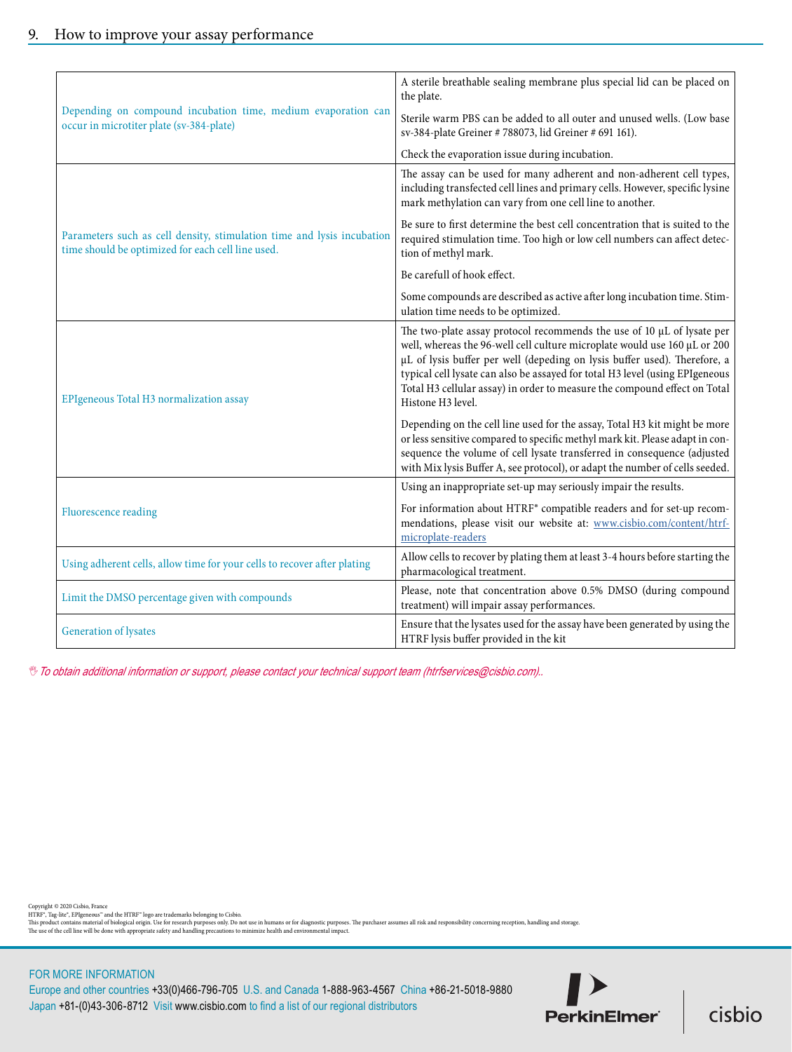## 9. How to improve your assay performance

| | |
|---|---|
| Depending on compound incubation time, medium evaporation can occur in microtiter plate (sv-384-plate) | A sterile breathable sealing membrane plus special lid can be placed on the plate.<br><br>Sterile warm PBS can be added to all outer and unused wells. (Low base sv-384-plate Greiner # 788073, lid Greiner # 691 161).<br><br>Check the evaporation issue during incubation. |
| Parameters such as cell density, stimulation time and lysis incubation time should be optimized for each cell line used. | The assay can be used for many adherent and non-adherent cell types, including transfected cell lines and primary cells. However, specific lysine mark methylation can vary from one cell line to another.<br><br>Be sure to first determine the best cell concentration that is suited to the required stimulation time. Too high or low cell numbers can affect detection of methyl mark.<br><br>Be carefull of hook effect.<br><br>Some compounds are described as active after long incubation time. Stimulation time needs to be optimized. |
| EPIgeneous Total H3 normalization assay | The two-plate assay protocol recommends the use of 10 µL of lysate per well, whereas the 96-well cell culture microplate would use 160 µL or 200 µL of lysis buffer per well (depeding on lysis buffer used). Therefore, a typical cell lysate can also be assayed for total H3 level (using EPIgeneous Total H3 cellular assay) in order to measure the compound effect on Total Histone H3 level.<br><br>Depending on the cell line used for the assay, Total H3 kit might be more or less sensitive compared to specific methyl mark kit. Please adapt in consequence the volume of cell lysate transferred in consequence (adjusted with Mix lysis Buffer A, see protocol), or adapt the number of cells seeded. |
| Fluorescence reading | Using an inappropriate set-up may seriously impair the results.<br><br>For information about HTRF® compatible readers and for set-up recommendations, please visit our website at: www.cisbio.com/content/htrf-microplate-readers |
| Using adherent cells, allow time for your cells to recover after plating | Allow cells to recover by plating them at least 3-4 hours before starting the pharmacological treatment. |
| Limit the DMSO percentage given with compounds | Please, note that concentration above 0.5% DMSO (during compound treatment) will impair assay performances. |
| Generation of lysates | Ensure that the lysates used for the assay have been generated by using the HTRF lysis buffer provided in the kit |

*To obtain additional information or support, please contact your technical support team (htrfservices@cisbio.com)..*

Copyright © 2020 Cisbio, France
HTRF®, Tag-lite®, EPIgeneous™ and the HTRF® logo are trademarks belonging to Cisbio.
This product contains material of biological origin. Use for research purposes only. Do not use in humans or for diagnostic purposes. The purchaser assumes all risk and responsibility concerning reception, handling and storage.
The use of the cell line will be done with appropriate safety and handling precautions to minimize health and environmental impact.

FOR MORE INFORMATION
Europe and other countries +33(0)466-796-705 U.S. and Canada 1-888-963-4567 China +86-21-5018-9880
Japan +81-(0)43-306-8712 Visit www.cisbio.com to find a list of our regional distributors

PerkinElmer | cisbio